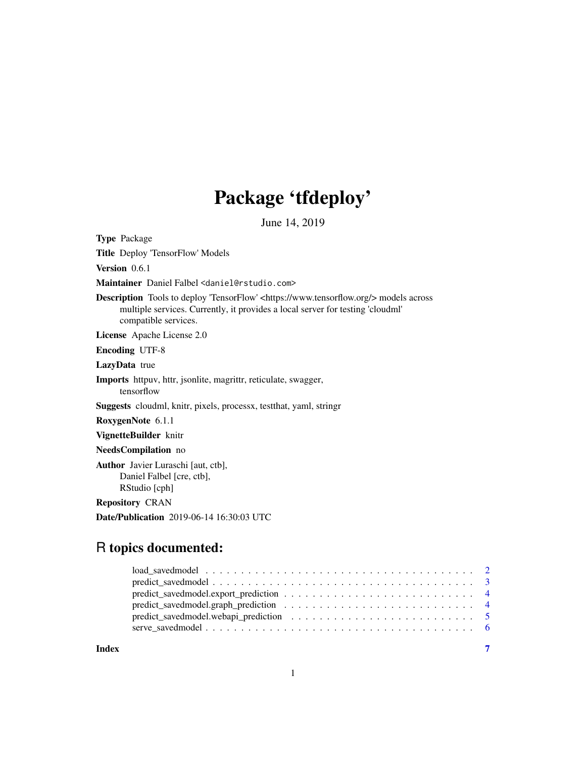# Package 'tfdeploy'

June 14, 2019

**Type** Package

**Title** Deploy 'TensorFlow' Models

**Version** 0.6.1

**Maintainer** Daniel Falbel <daniel@rstudio.com>

**Description** Tools to deploy 'TensorFlow' <https://www.tensorflow.org/> models across multiple services. Currently, it provides a local server for testing 'cloudml' compatible services.

**License** Apache License 2.0

**Encoding** UTF-8

**LazyData** true

**Imports** httpuv, httr, jsonlite, magrittr, reticulate, swagger, tensorflow

**Suggests** cloudml, knitr, pixels, processx, testthat, yaml, stringr

**RoxygenNote** 6.1.1

**VignetteBuilder** knitr

**NeedsCompilation** no

**Author** Javier Luraschi [aut, ctb],
Daniel Falbel [cre, ctb],
RStudio [cph]

**Repository** CRAN

**Date/Publication** 2019-06-14 16:30:03 UTC

## R topics documented:

- load_savedmodel . . . . . . . . . . . . . . . . . . . . . . . . . . . . . . . . . . . 2
- predict_savedmodel . . . . . . . . . . . . . . . . . . . . . . . . . . . . . . . . . . 3
- predict_savedmodel.export_prediction . . . . . . . . . . . . . . . . . . . . . . . . 4
- predict_savedmodel.graph_prediction . . . . . . . . . . . . . . . . . . . . . . . . . 4
- predict_savedmodel.webapi_prediction . . . . . . . . . . . . . . . . . . . . . . . . 5
- serve_savedmodel . . . . . . . . . . . . . . . . . . . . . . . . . . . . . . . . . . . 6

**Index** 7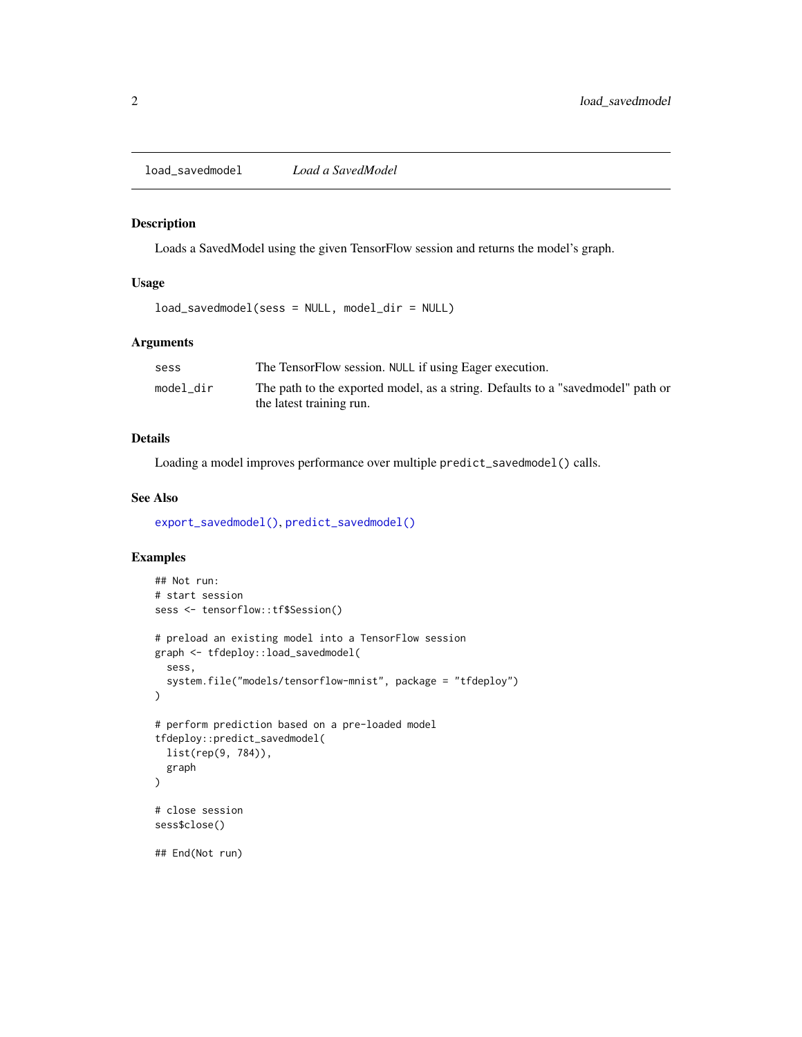`load_savedmodel` *Load a SavedModel*

### Description

Loads a SavedModel using the given TensorFlow session and returns the model's graph.

### Usage

```
load_savedmodel(sess = NULL, model_dir = NULL)
```

### Arguments

| | |
|---|---|
| `sess` | The TensorFlow session. `NULL` if using Eager execution. |
| `model_dir` | The path to the exported model, as a string. Defaults to a "savedmodel" path or the latest training run. |

### Details

Loading a model improves performance over multiple `predict_savedmodel()` calls.

### See Also

`export_savedmodel()`, `predict_savedmodel()`

### Examples

```
## Not run:
# start session
sess <- tensorflow::tf$Session()

# preload an existing model into a TensorFlow session
graph <- tfdeploy::load_savedmodel(
  sess,
  system.file("models/tensorflow-mnist", package = "tfdeploy")
)

# perform prediction based on a pre-loaded model
tfdeploy::predict_savedmodel(
  list(rep(9, 784)),
  graph
)

# close session
sess$close()

## End(Not run)
```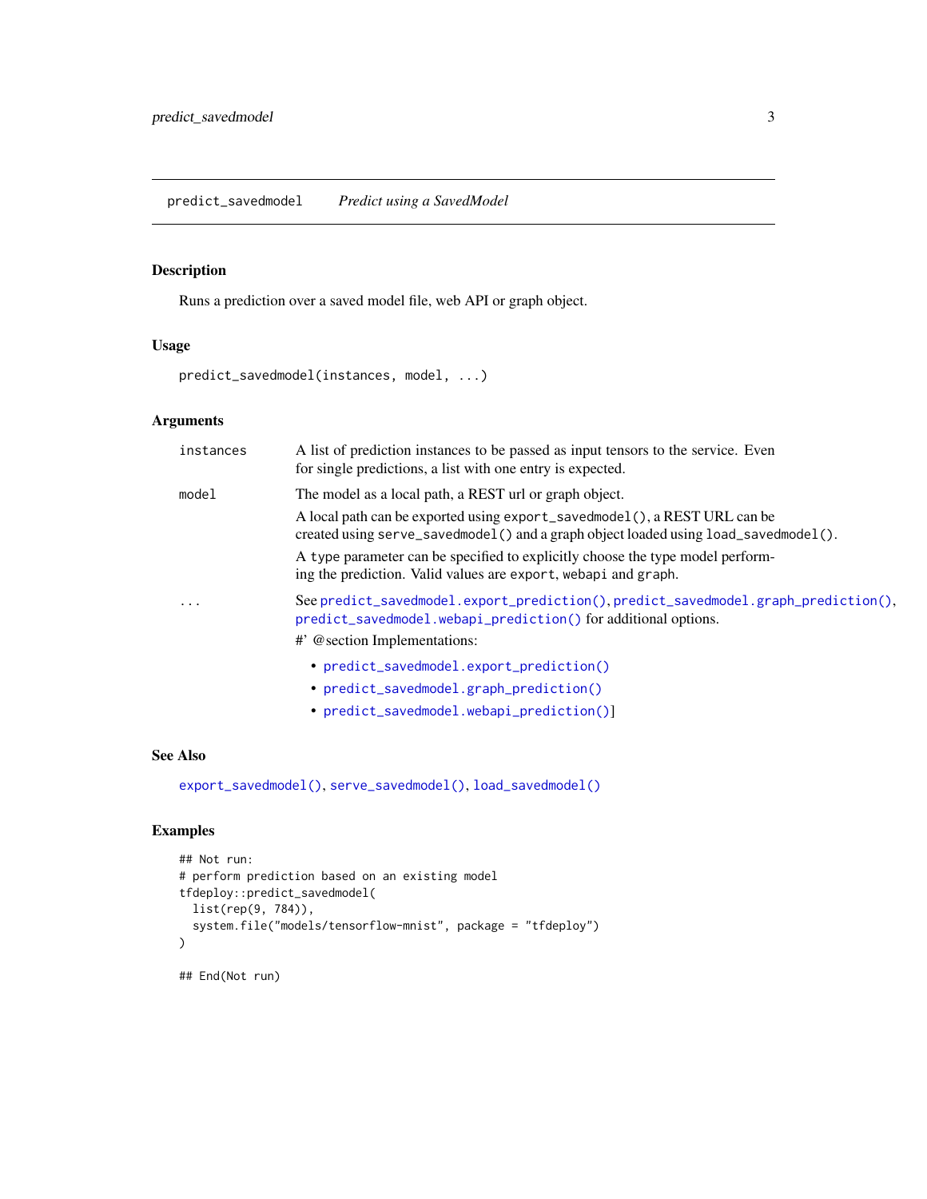predict_savedmodel *Predict using a SavedModel*

## Description

Runs a prediction over a saved model file, web API or graph object.

## Usage

```
predict_savedmodel(instances, model, ...)
```

## Arguments

| | |
|---|---|
| `instances` | A list of prediction instances to be passed as input tensors to the service. Even for single predictions, a list with one entry is expected. |
| `model` | The model as a local path, a REST url or graph object.<br>A local path can be exported using `export_savedmodel()`, a REST URL can be created using `serve_savedmodel()` and a graph object loaded using `load_savedmodel()`.<br>A `type` parameter can be specified to explicitly choose the type model performing the prediction. Valid values are `export`, `webapi` and `graph`. |
| `...` | See `predict_savedmodel.export_prediction()`, `predict_savedmodel.graph_prediction()`, `predict_savedmodel.webapi_prediction()` for additional options.<br>#' @section Implementations:<br>• `predict_savedmodel.export_prediction()`<br>• `predict_savedmodel.graph_prediction()`<br>• `predict_savedmodel.webapi_prediction()`] |

## See Also

`export_savedmodel()`, `serve_savedmodel()`, `load_savedmodel()`

## Examples

```
## Not run:
# perform prediction based on an existing model
tfdeploy::predict_savedmodel(
  list(rep(9, 784)),
  system.file("models/tensorflow-mnist", package = "tfdeploy")
)

## End(Not run)
```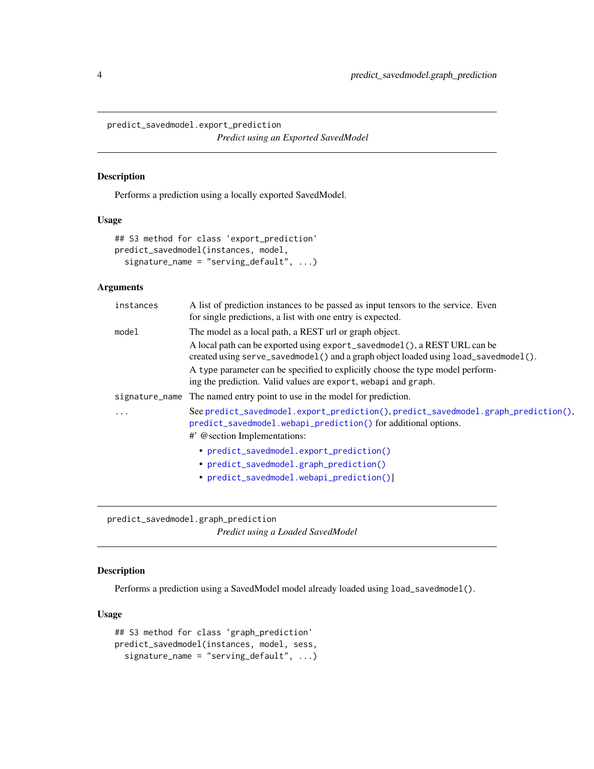## predict_savedmodel.export_prediction

*Predict using an Exported SavedModel*

### Description

Performs a prediction using a locally exported SavedModel.

### Usage

```
## S3 method for class 'export_prediction'
predict_savedmodel(instances, model,
  signature_name = "serving_default", ...)
```

### Arguments

| | |
|---|---|
| `instances` | A list of prediction instances to be passed as input tensors to the service. Even for single predictions, a list with one entry is expected. |
| `model` | The model as a local path, a REST url or graph object. A local path can be exported using `export_savedmodel()`, a REST URL can be created using `serve_savedmodel()` and a graph object loaded using `load_savedmodel()`. A `type` parameter can be specified to explicitly choose the type model performing the prediction. Valid values are `export`, `webapi` and `graph`. |
| `signature_name` | The named entry point to use in the model for prediction. |
| `...` | See `predict_savedmodel.export_prediction()`, `predict_savedmodel.graph_prediction()`, `predict_savedmodel.webapi_prediction()` for additional options. #' @section Implementations: • `predict_savedmodel.export_prediction()` • `predict_savedmodel.graph_prediction()` • `predict_savedmodel.webapi_prediction()`] |

## predict_savedmodel.graph_prediction

*Predict using a Loaded SavedModel*

### Description

Performs a prediction using a SavedModel model already loaded using `load_savedmodel()`.

### Usage

```
## S3 method for class 'graph_prediction'
predict_savedmodel(instances, model, sess,
  signature_name = "serving_default", ...)
```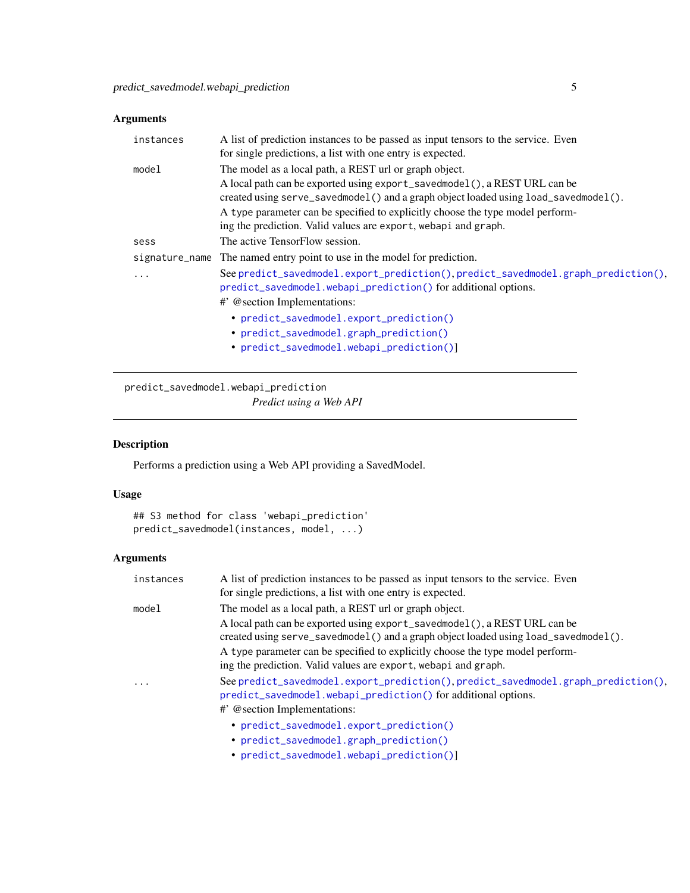## Arguments

| | |
|---|---|
| `instances` | A list of prediction instances to be passed as input tensors to the service. Even for single predictions, a list with one entry is expected. |
| `model` | The model as a local path, a REST url or graph object. A local path can be exported using `export_savedmodel()`, a REST URL can be created using `serve_savedmodel()` and a graph object loaded using `load_savedmodel()`. A `type` parameter can be specified to explicitly choose the type model performing the prediction. Valid values are `export`, `webapi` and `graph`. |
| `sess` | The active TensorFlow session. |
| `signature_name` | The named entry point to use in the model for prediction. |
| `...` | See `predict_savedmodel.export_prediction()`, `predict_savedmodel.graph_prediction()`, `predict_savedmodel.webapi_prediction()` for additional options. #' @section Implementations: <br>• `predict_savedmodel.export_prediction()` <br>• `predict_savedmodel.graph_prediction()` <br>• `predict_savedmodel.webapi_prediction()`] |

---

# predict_savedmodel.webapi_prediction

*Predict using a Web API*

---

## Description

Performs a prediction using a Web API providing a SavedModel.

## Usage

```
## S3 method for class 'webapi_prediction'
predict_savedmodel(instances, model, ...)
```

## Arguments

| | |
|---|---|
| `instances` | A list of prediction instances to be passed as input tensors to the service. Even for single predictions, a list with one entry is expected. |
| `model` | The model as a local path, a REST url or graph object. A local path can be exported using `export_savedmodel()`, a REST URL can be created using `serve_savedmodel()` and a graph object loaded using `load_savedmodel()`. A `type` parameter can be specified to explicitly choose the type model performing the prediction. Valid values are `export`, `webapi` and `graph`. |
| `...` | See `predict_savedmodel.export_prediction()`, `predict_savedmodel.graph_prediction()`, `predict_savedmodel.webapi_prediction()` for additional options. #' @section Implementations: <br>• `predict_savedmodel.export_prediction()` <br>• `predict_savedmodel.graph_prediction()` <br>• `predict_savedmodel.webapi_prediction()`] |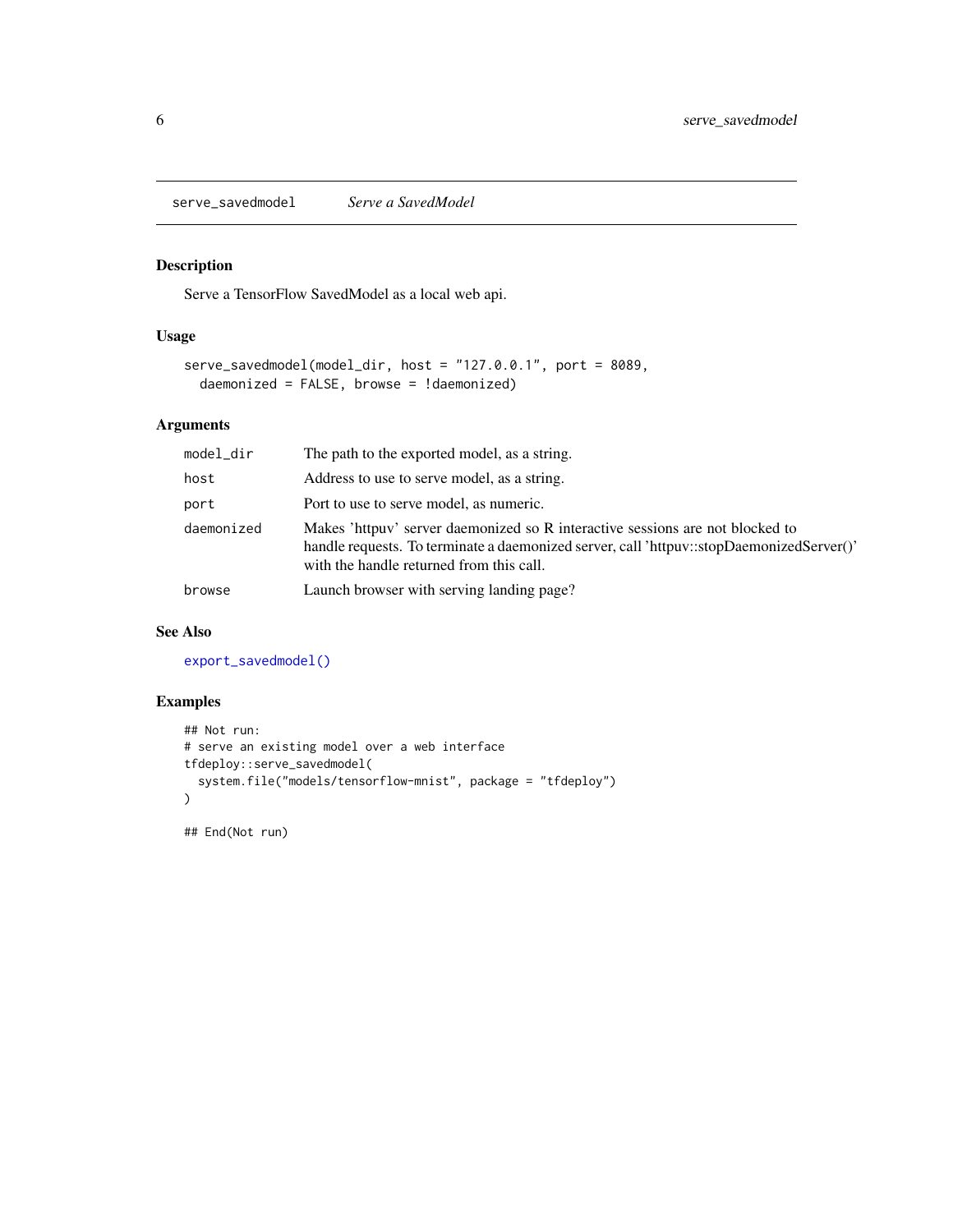## serve_savedmodel — *Serve a SavedModel*

### Description

Serve a TensorFlow SavedModel as a local web api.

### Usage

```
serve_savedmodel(model_dir, host = "127.0.0.1", port = 8089,
  daemonized = FALSE, browse = !daemonized)
```

### Arguments

| | |
|---|---|
| `model_dir` | The path to the exported model, as a string. |
| `host` | Address to use to serve model, as a string. |
| `port` | Port to use to serve model, as numeric. |
| `daemonized` | Makes 'httpuv' server daemonized so R interactive sessions are not blocked to handle requests. To terminate a daemonized server, call 'httpuv::stopDaemonizedServer()' with the handle returned from this call. |
| `browse` | Launch browser with serving landing page? |

### See Also

`export_savedmodel()`

### Examples

```
## Not run:
# serve an existing model over a web interface
tfdeploy::serve_savedmodel(
  system.file("models/tensorflow-mnist", package = "tfdeploy")
)

## End(Not run)
```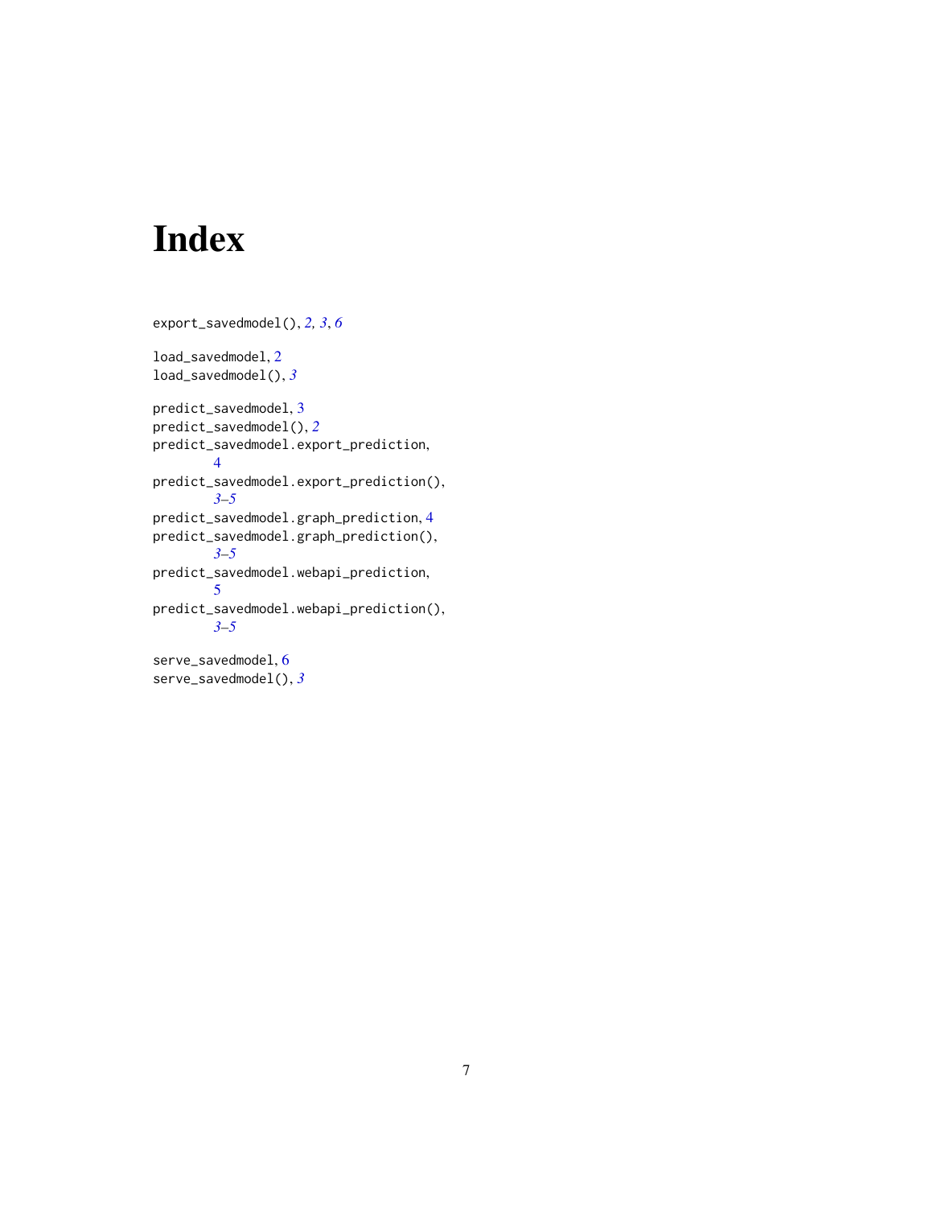# Index

export_savedmodel(), *2, 3*, *6*

load_savedmodel, 2
load_savedmodel(), *3*

predict_savedmodel, 3
predict_savedmodel(), *2*
predict_savedmodel.export_prediction, 4
predict_savedmodel.export_prediction(), *3–5*
predict_savedmodel.graph_prediction, 4
predict_savedmodel.graph_prediction(), *3–5*
predict_savedmodel.webapi_prediction, 5
predict_savedmodel.webapi_prediction(), *3–5*

serve_savedmodel, 6
serve_savedmodel(), *3*